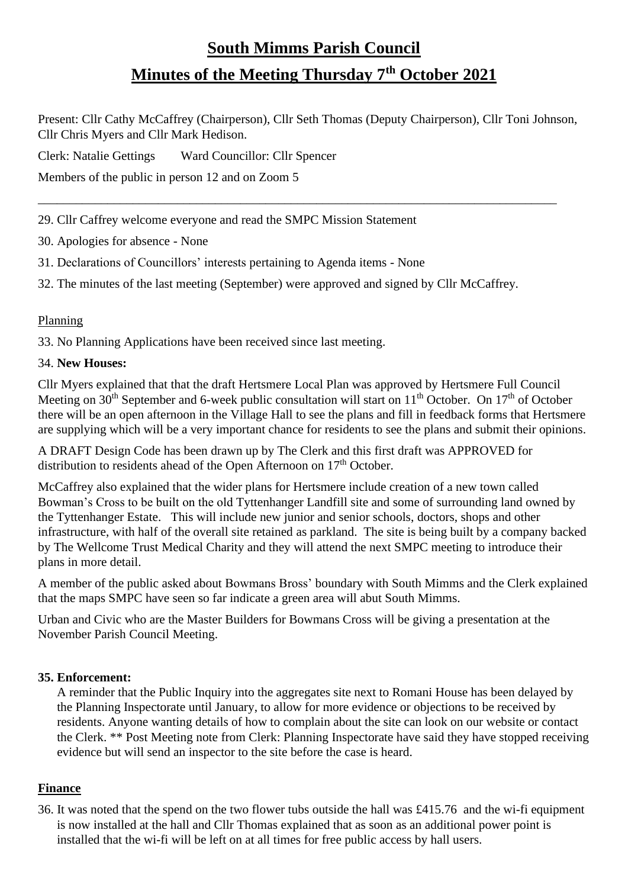# South Mimms Parish Council

# Minutes of the Meeting Thursday 7th October 2021

Present: Cllr Cathy McCaffrey (Chairperson), Cllr Seth Thomas (Deputy Chairperson), Cllr Toni Johnson, Cllr Chris Myers and Cllr Mark Hedison.

Clerk: Natalie Gettings      Ward Councillor: Cllr Spencer

Members of the public in person 12 and on Zoom 5

---

29. Cllr Caffrey welcome everyone and read the SMPC Mission Statement

30. Apologies for absence - None

31. Declarations of Councillors' interests pertaining to Agenda items - None

32. The minutes of the last meeting (September) were approved and signed by Cllr McCaffrey.

Planning

33. No Planning Applications have been received since last meeting.

34. **New Houses:**

Cllr Myers explained that that the draft Hertsmere Local Plan was approved by Hertsmere Full Council Meeting on 30th September and 6-week public consultation will start on 11th October. On 17th of October there will be an open afternoon in the Village Hall to see the plans and fill in feedback forms that Hertsmere are supplying which will be a very important chance for residents to see the plans and submit their opinions.

A DRAFT Design Code has been drawn up by The Clerk and this first draft was APPROVED for distribution to residents ahead of the Open Afternoon on 17th October.

McCaffrey also explained that the wider plans for Hertsmere include creation of a new town called Bowman's Cross to be built on the old Tyttenhanger Landfill site and some of surrounding land owned by the Tyttenhanger Estate. This will include new junior and senior schools, doctors, shops and other infrastructure, with half of the overall site retained as parkland. The site is being built by a company backed by The Wellcome Trust Medical Charity and they will attend the next SMPC meeting to introduce their plans in more detail.

A member of the public asked about Bowmans Bross' boundary with South Mimms and the Clerk explained that the maps SMPC have seen so far indicate a green area will abut South Mimms.

Urban and Civic who are the Master Builders for Bowmans Cross will be giving a presentation at the November Parish Council Meeting.

**35. Enforcement:**

A reminder that the Public Inquiry into the aggregates site next to Romani House has been delayed by the Planning Inspectorate until January, to allow for more evidence or objections to be received by residents. Anyone wanting details of how to complain about the site can look on our website or contact the Clerk. ** Post Meeting note from Clerk: Planning Inspectorate have said they have stopped receiving evidence but will send an inspector to the site before the case is heard.

## Finance

36. It was noted that the spend on the two flower tubs outside the hall was £415.76 and the wi-fi equipment is now installed at the hall and Cllr Thomas explained that as soon as an additional power point is installed that the wi-fi will be left on at all times for free public access by hall users.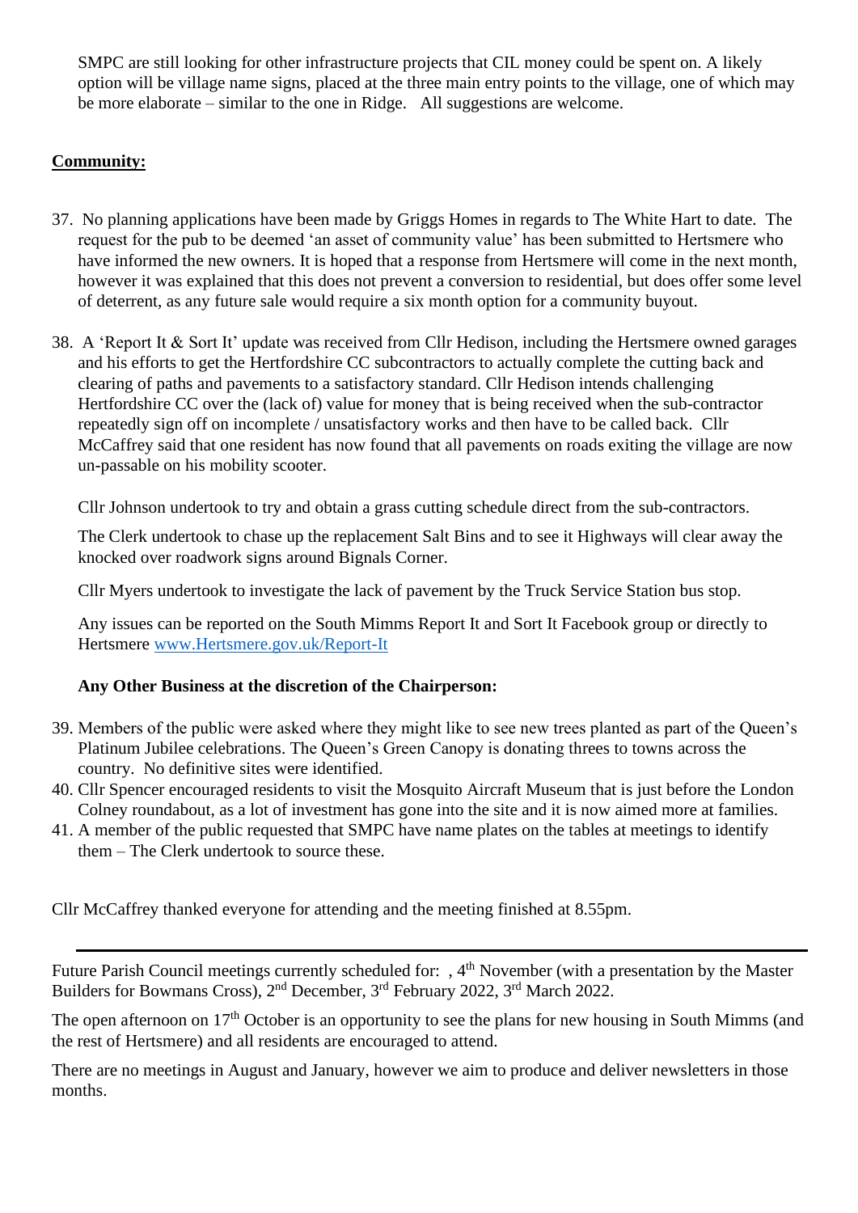SMPC are still looking for other infrastructure projects that CIL money could be spent on. A likely option will be village name signs, placed at the three main entry points to the village, one of which may be more elaborate – similar to the one in Ridge. All suggestions are welcome.

**Community:**

37. No planning applications have been made by Griggs Homes in regards to The White Hart to date. The request for the pub to be deemed 'an asset of community value' has been submitted to Hertsmere who have informed the new owners. It is hoped that a response from Hertsmere will come in the next month, however it was explained that this does not prevent a conversion to residential, but does offer some level of deterrent, as any future sale would require a six month option for a community buyout.

38. A 'Report It & Sort It' update was received from Cllr Hedison, including the Hertsmere owned garages and his efforts to get the Hertfordshire CC subcontractors to actually complete the cutting back and clearing of paths and pavements to a satisfactory standard. Cllr Hedison intends challenging Hertfordshire CC over the (lack of) value for money that is being received when the sub-contractor repeatedly sign off on incomplete / unsatisfactory works and then have to be called back. Cllr McCaffrey said that one resident has now found that all pavements on roads exiting the village are now un-passable on his mobility scooter.

    Cllr Johnson undertook to try and obtain a grass cutting schedule direct from the sub-contractors.

    The Clerk undertook to chase up the replacement Salt Bins and to see it Highways will clear away the knocked over roadwork signs around Bignals Corner.

    Cllr Myers undertook to investigate the lack of pavement by the Truck Service Station bus stop.

    Any issues can be reported on the South Mimms Report It and Sort It Facebook group or directly to Hertsmere www.Hertsmere.gov.uk/Report-It

**Any Other Business at the discretion of the Chairperson:**

39. Members of the public were asked where they might like to see new trees planted as part of the Queen's Platinum Jubilee celebrations. The Queen's Green Canopy is donating threes to towns across the country. No definitive sites were identified.
40. Cllr Spencer encouraged residents to visit the Mosquito Aircraft Museum that is just before the London Colney roundabout, as a lot of investment has gone into the site and it is now aimed more at families.
41. A member of the public requested that SMPC have name plates on the tables at meetings to identify them – The Clerk undertook to source these.

Cllr McCaffrey thanked everyone for attending and the meeting finished at 8.55pm.

---

Future Parish Council meetings currently scheduled for: , 4th November (with a presentation by the Master Builders for Bowmans Cross), 2nd December, 3rd February 2022, 3rd March 2022.

The open afternoon on 17th October is an opportunity to see the plans for new housing in South Mimms (and the rest of Hertsmere) and all residents are encouraged to attend.

There are no meetings in August and January, however we aim to produce and deliver newsletters in those months.